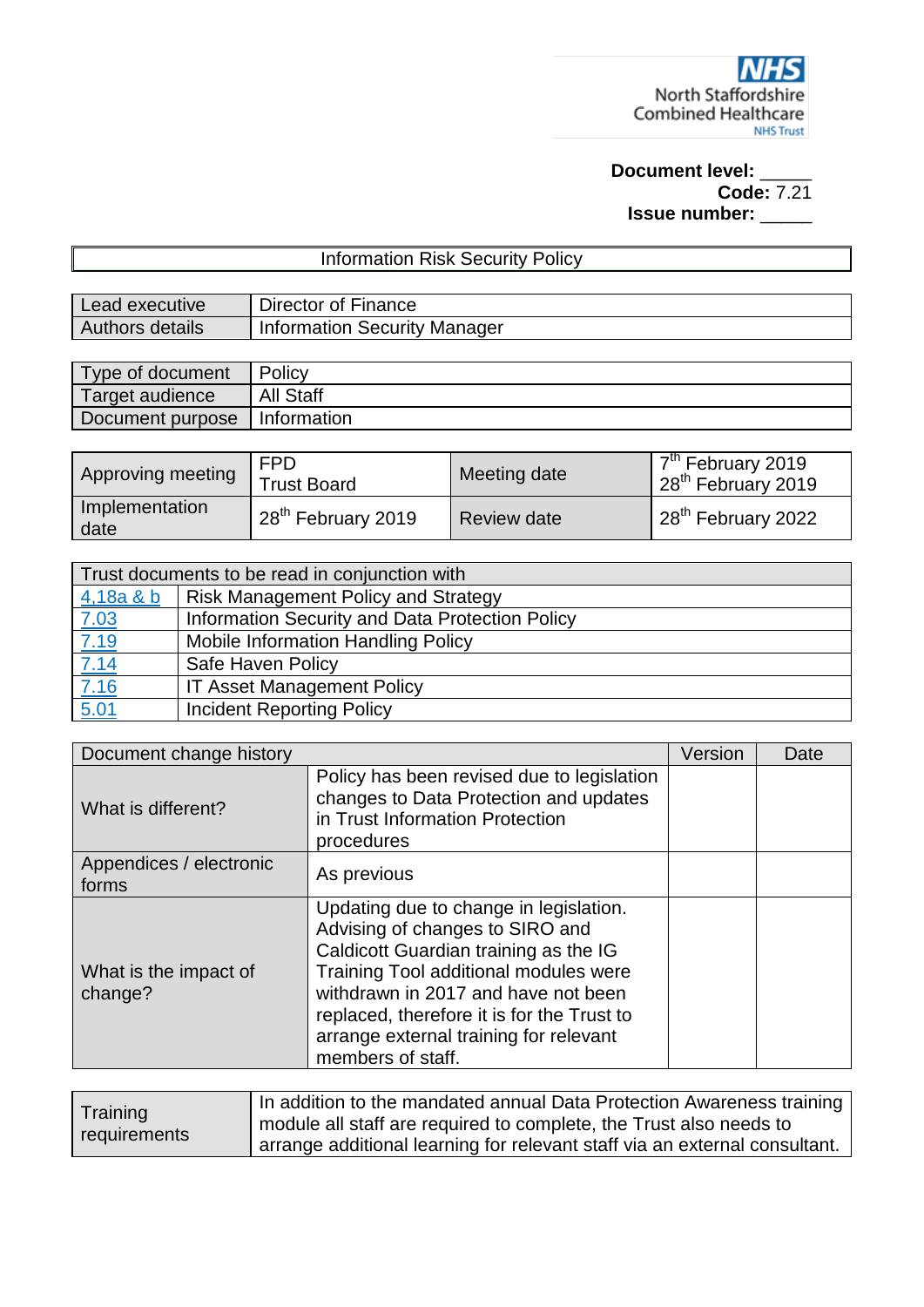NHS North Staffordshire Combined Healthcare NHS Trust

**Document level:** _____
**Code:** 7.21
**Issue number:** _____

# Information Risk Security Policy

| | |
|---|---|
| Lead executive | Director of Finance |
| Authors details | Information Security Manager |

| | |
|---|---|
| Type of document | Policy |
| Target audience | All Staff |
| Document purpose | Information |

| | | | |
|---|---|---|---|
| Approving meeting | FPD<br>Trust Board | Meeting date | 7th February 2019<br>28th February 2019 |
| Implementation date | 28th February 2019 | Review date | 28th February 2022 |

| Trust documents to be read in conjunction with | |
|---|---|
| 4,18a & b | Risk Management Policy and Strategy |
| 7.03 | Information Security and Data Protection Policy |
| 7.19 | Mobile Information Handling Policy |
| 7.14 | Safe Haven Policy |
| 7.16 | IT Asset Management Policy |
| 5.01 | Incident Reporting Policy |

| Document change history | | Version | Date |
|---|---|---|---|
| What is different? | Policy has been revised due to legislation changes to Data Protection and updates in Trust Information Protection procedures | | |
| Appendices / electronic forms | As previous | | |
| What is the impact of change? | Updating due to change in legislation. Advising of changes to SIRO and Caldicott Guardian training as the IG Training Tool additional modules were withdrawn in 2017 and have not been replaced, therefore it is for the Trust to arrange external training for relevant members of staff. | | |

| | |
|---|---|
| Training requirements | In addition to the mandated annual Data Protection Awareness training module all staff are required to complete, the Trust also needs to arrange additional learning for relevant staff via an external consultant. |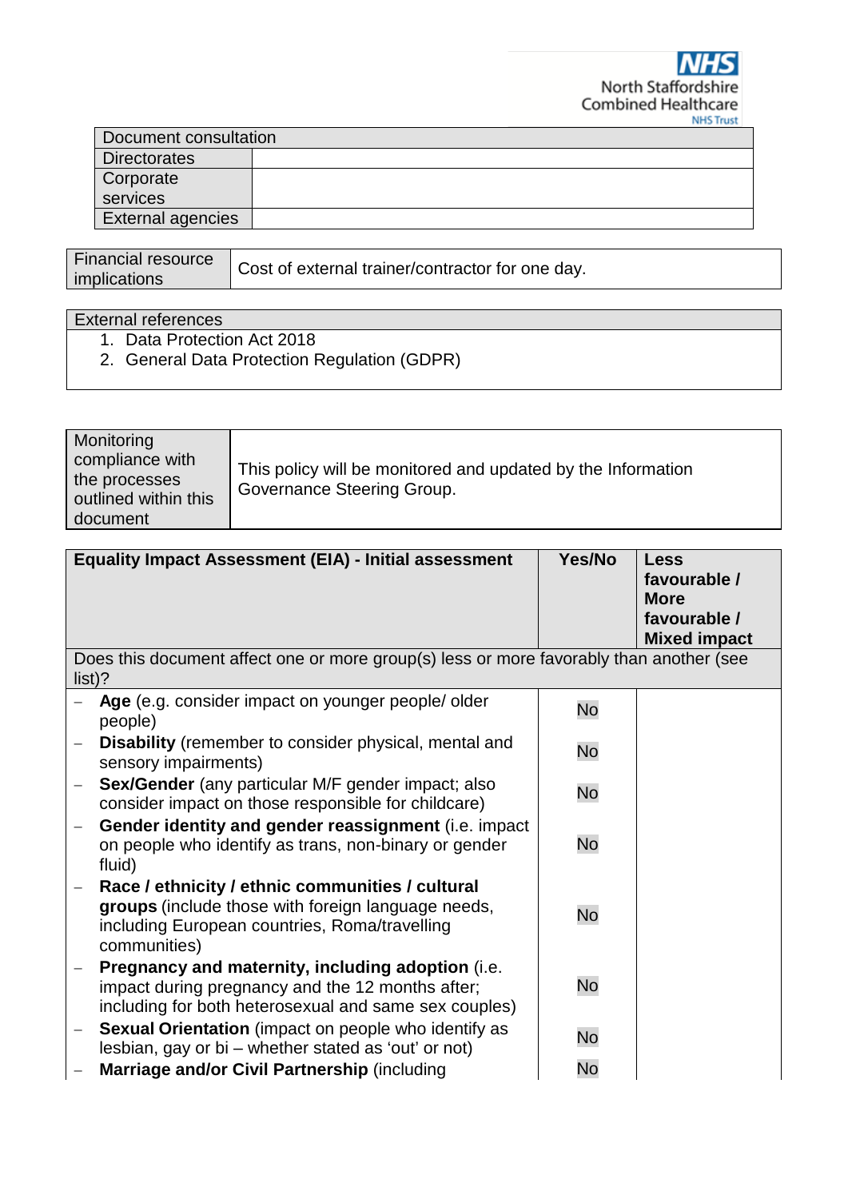| Document consultation | |
|---|---|
| Directorates | |
| Corporate services | |
| External agencies | |

| | |
|---|---|
| Financial resource implications | Cost of external trainer/contractor for one day. |

| External references |
|---|
| 1. Data Protection Act 2018<br>2. General Data Protection Regulation (GDPR) |

| | |
|---|---|
| Monitoring compliance with the processes outlined within this document | This policy will be monitored and updated by the Information Governance Steering Group. |

| **Equality Impact Assessment (EIA) - Initial assessment** | **Yes/No** | **Less favourable / More favourable / Mixed impact** |
|---|---|---|
| Does this document affect one or more group(s) less or more favorably than another (see list)? | | |
| – **Age** (e.g. consider impact on younger people/ older people) | No | |
| – **Disability** (remember to consider physical, mental and sensory impairments) | No | |
| – **Sex/Gender** (any particular M/F gender impact; also consider impact on those responsible for childcare) | No | |
| – **Gender identity and gender reassignment** (i.e. impact on people who identify as trans, non-binary or gender fluid) | No | |
| – **Race / ethnicity / ethnic communities / cultural groups** (include those with foreign language needs, including European countries, Roma/travelling communities) | No | |
| – **Pregnancy and maternity, including adoption** (i.e. impact during pregnancy and the 12 months after; including for both heterosexual and same sex couples) | No | |
| – **Sexual Orientation** (impact on people who identify as lesbian, gay or bi – whether stated as 'out' or not) | No | |
| – **Marriage and/or Civil Partnership** (including | No | |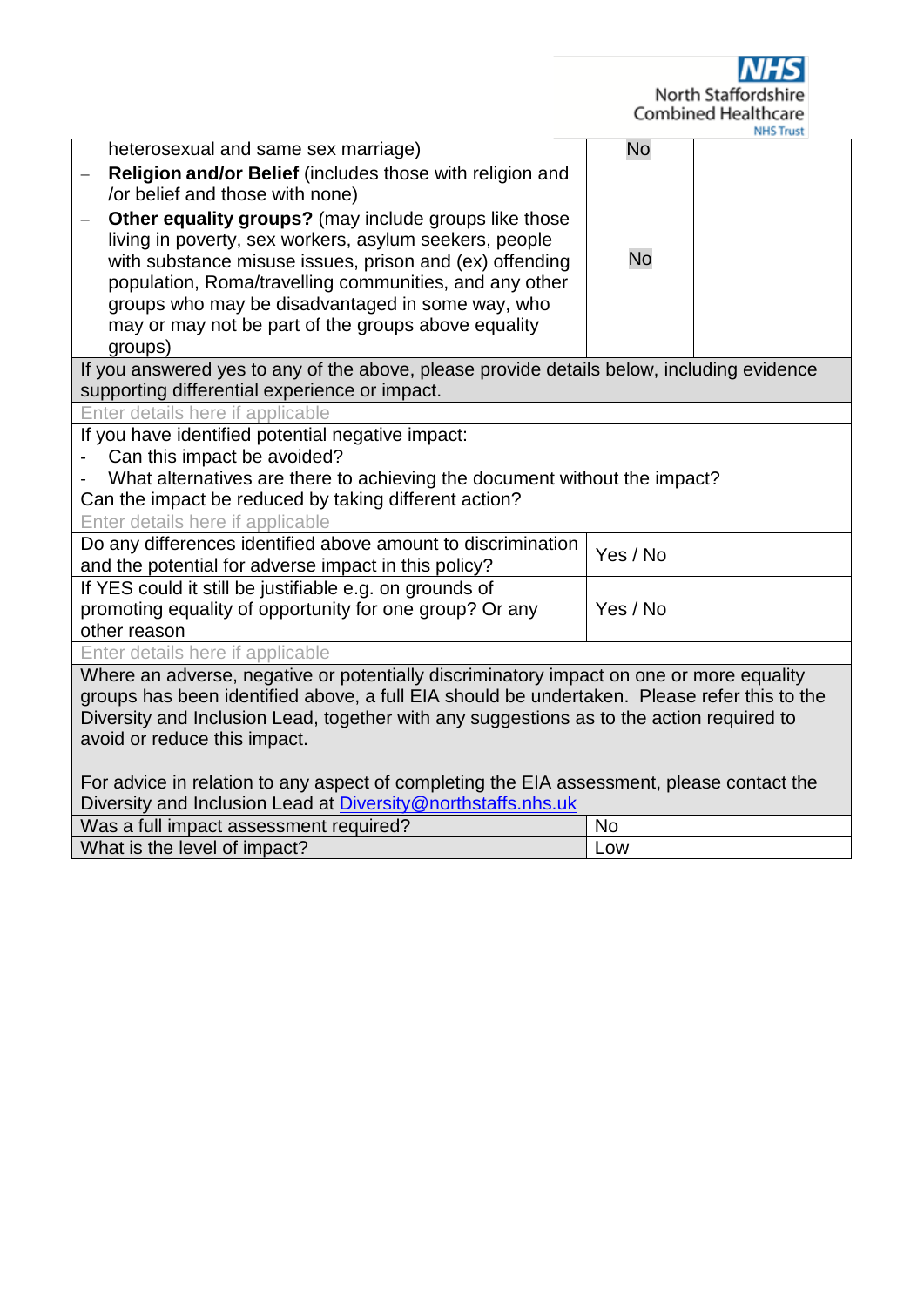| | | |
|---|---|---|
| heterosexual and same sex marriage)<br>– **Religion and/or Belief** (includes those with religion and /or belief and those with none)<br>– **Other equality groups?** (may include groups like those living in poverty, sex workers, asylum seekers, people with substance misuse issues, prison and (ex) offending population, Roma/travelling communities, and any other groups who may be disadvantaged in some way, who may or may not be part of the groups above equality groups) | No<br><br>No | |
| If you answered yes to any of the above, please provide details below, including evidence supporting differential experience or impact. | | |
| Enter details here if applicable | | |
| If you have identified potential negative impact:<br>- Can this impact be avoided?<br>- What alternatives are there to achieving the document without the impact?<br>Can the impact be reduced by taking different action? | | |
| Enter details here if applicable | | |
| Do any differences identified above amount to discrimination and the potential for adverse impact in this policy? | Yes / No | |
| If YES could it still be justifiable e.g. on grounds of promoting equality of opportunity for one group? Or any other reason | Yes / No | |
| Enter details here if applicable | | |
| Where an adverse, negative or potentially discriminatory impact on one or more equality groups has been identified above, a full EIA should be undertaken. Please refer this to the Diversity and Inclusion Lead, together with any suggestions as to the action required to avoid or reduce this impact.<br><br>For advice in relation to any aspect of completing the EIA assessment, please contact the Diversity and Inclusion Lead at Diversity@northstaffs.nhs.uk | | |
| Was a full impact assessment required? | No | |
| What is the level of impact? | Low | |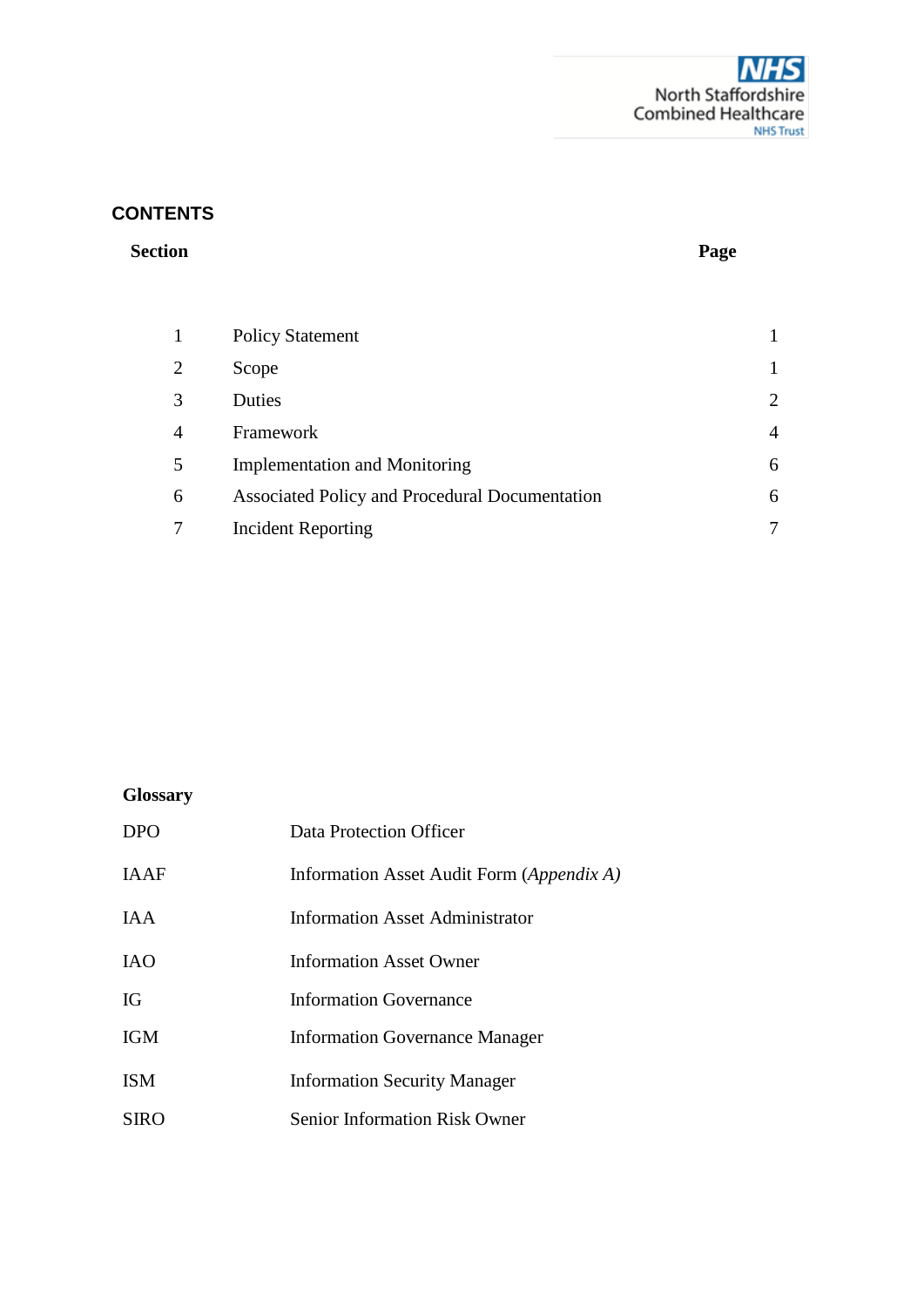# CONTENTS

| Section | | Page |
|---|---|---|
| 1 | Policy Statement | 1 |
| 2 | Scope | 1 |
| 3 | Duties | 2 |
| 4 | Framework | 4 |
| 5 | Implementation and Monitoring | 6 |
| 6 | Associated Policy and Procedural Documentation | 6 |
| 7 | Incident Reporting | 7 |

## Glossary

| | |
|---|---|
| DPO | Data Protection Officer |
| IAAF | Information Asset Audit Form (*Appendix A)* |
| IAA | Information Asset Administrator |
| IAO | Information Asset Owner |
| IG | Information Governance |
| IGM | Information Governance Manager |
| ISM | Information Security Manager |
| SIRO | Senior Information Risk Owner |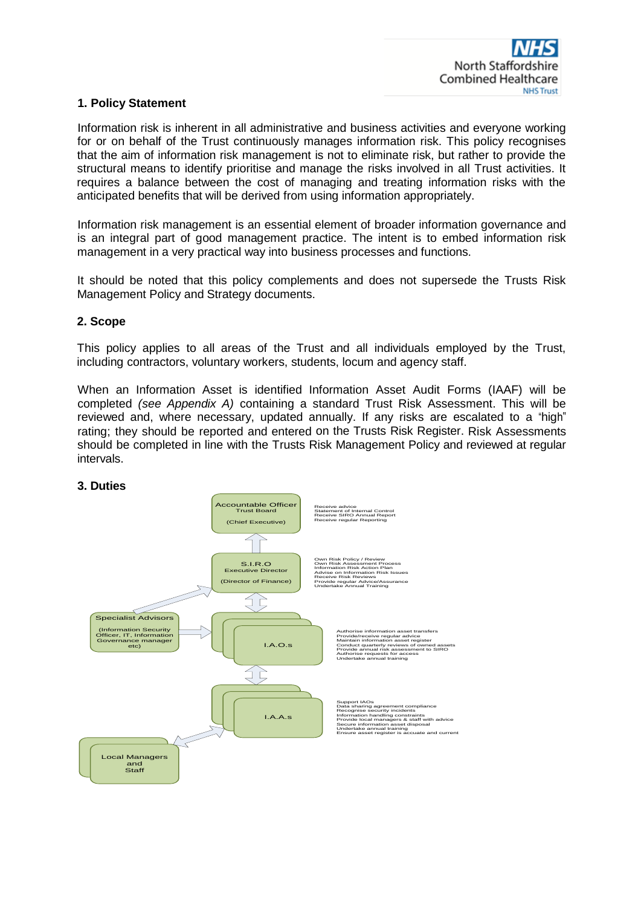## 1. Policy Statement

Information risk is inherent in all administrative and business activities and everyone working for or on behalf of the Trust continuously manages information risk. This policy recognises that the aim of information risk management is not to eliminate risk, but rather to provide the structural means to identify prioritise and manage the risks involved in all Trust activities. It requires a balance between the cost of managing and treating information risks with the anticipated benefits that will be derived from using information appropriately.

Information risk management is an essential element of broader information governance and is an integral part of good management practice. The intent is to embed information risk management in a very practical way into business processes and functions.

It should be noted that this policy complements and does not supersede the Trusts Risk Management Policy and Strategy documents.

## 2. Scope

This policy applies to all areas of the Trust and all individuals employed by the Trust, including contractors, voluntary workers, students, locum and agency staff.

When an Information Asset is identified Information Asset Audit Forms (IAAF) will be completed *(see Appendix A)* containing a standard Trust Risk Assessment. This will be reviewed and, where necessary, updated annually. If any risks are escalated to a "high" rating; they should be reported and entered on the Trusts Risk Register. Risk Assessments should be completed in line with the Trusts Risk Management Policy and reviewed at regular intervals.

## 3. Duties

Accountable Officer
Trust Board
(Chief Executive)

Receive advice
Statement of Internal Control
Receive SIRO Annual Report
Receive regular Reporting

S.I.R.O
Executive Director
(Director of Finance)

Own Risk Policy / Review
Own Risk Assessment Process
Information Risk Action Plan
Advise on Information Risk Issues
Receive Risk Reviews
Provide regular Advice/Assurance
Undertake Annual Training

Specialist Advisors
(Information Security Officer, IT, Information Governance manager etc)

I.A.O.s

Authorise information asset transfers
Provide/receive regular advice
Maintain information asset register
Conduct quarterly reviews of owned assets
Provide annual risk assessment to SIRO
Authorise requests for access
Undertake annual training

I.A.A.s

Support IAOs
Data sharing agreement compliance
Recognise security incidents
Information handling constraints
Provide local managers & staff with advice
Secure information asset disposal
Undertake annual training
Ensure asset register is accuate and current

Local Managers
and
Staff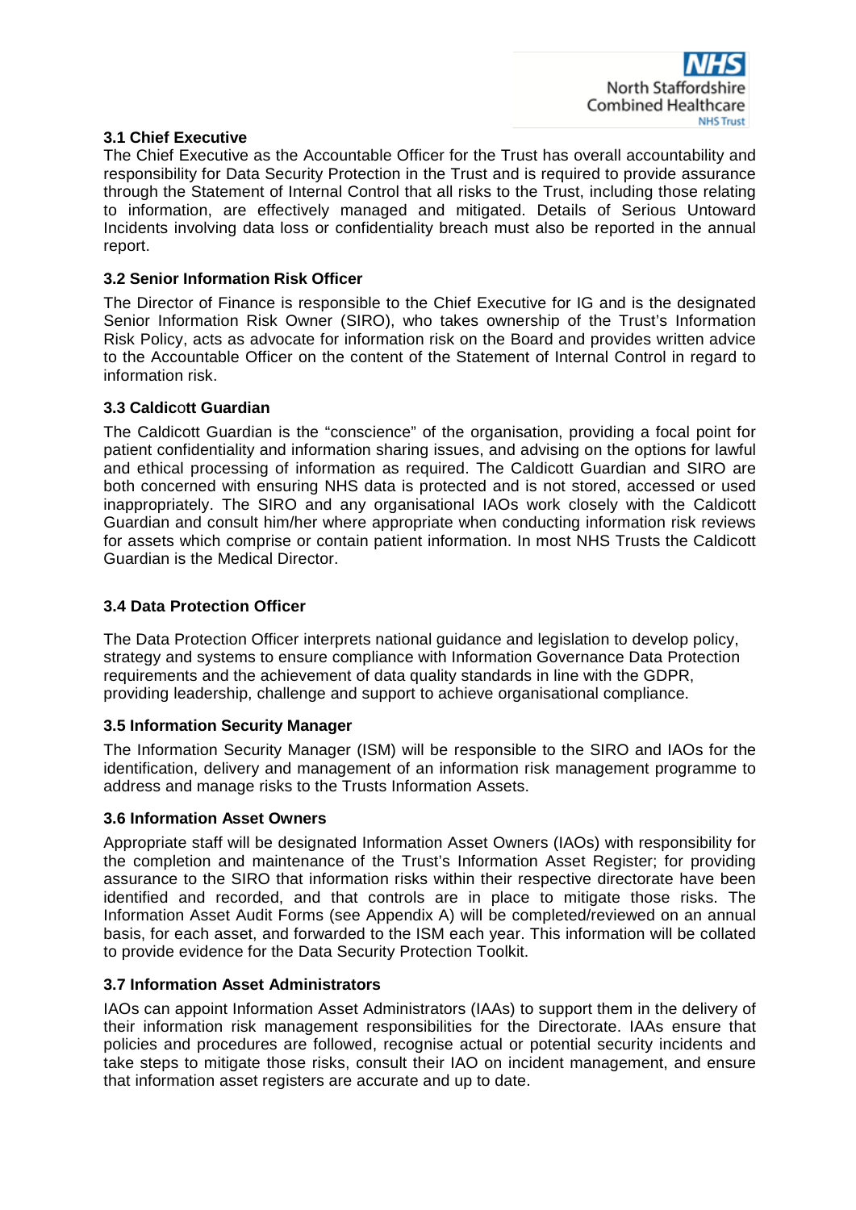### 3.1 Chief Executive

The Chief Executive as the Accountable Officer for the Trust has overall accountability and responsibility for Data Security Protection in the Trust and is required to provide assurance through the Statement of Internal Control that all risks to the Trust, including those relating to information, are effectively managed and mitigated. Details of Serious Untoward Incidents involving data loss or confidentiality breach must also be reported in the annual report.

### 3.2 Senior Information Risk Officer

The Director of Finance is responsible to the Chief Executive for IG and is the designated Senior Information Risk Owner (SIRO), who takes ownership of the Trust's Information Risk Policy, acts as advocate for information risk on the Board and provides written advice to the Accountable Officer on the content of the Statement of Internal Control in regard to information risk.

### 3.3 Caldicott Guardian

The Caldicott Guardian is the "conscience" of the organisation, providing a focal point for patient confidentiality and information sharing issues, and advising on the options for lawful and ethical processing of information as required. The Caldicott Guardian and SIRO are both concerned with ensuring NHS data is protected and is not stored, accessed or used inappropriately. The SIRO and any organisational IAOs work closely with the Caldicott Guardian and consult him/her where appropriate when conducting information risk reviews for assets which comprise or contain patient information. In most NHS Trusts the Caldicott Guardian is the Medical Director.

### 3.4 Data Protection Officer

The Data Protection Officer interprets national guidance and legislation to develop policy, strategy and systems to ensure compliance with Information Governance Data Protection requirements and the achievement of data quality standards in line with the GDPR, providing leadership, challenge and support to achieve organisational compliance.

### 3.5 Information Security Manager

The Information Security Manager (ISM) will be responsible to the SIRO and IAOs for the identification, delivery and management of an information risk management programme to address and manage risks to the Trusts Information Assets.

### 3.6 Information Asset Owners

Appropriate staff will be designated Information Asset Owners (IAOs) with responsibility for the completion and maintenance of the Trust's Information Asset Register; for providing assurance to the SIRO that information risks within their respective directorate have been identified and recorded, and that controls are in place to mitigate those risks. The Information Asset Audit Forms (see Appendix A) will be completed/reviewed on an annual basis, for each asset, and forwarded to the ISM each year. This information will be collated to provide evidence for the Data Security Protection Toolkit.

### 3.7 Information Asset Administrators

IAOs can appoint Information Asset Administrators (IAAs) to support them in the delivery of their information risk management responsibilities for the Directorate. IAAs ensure that policies and procedures are followed, recognise actual or potential security incidents and take steps to mitigate those risks, consult their IAO on incident management, and ensure that information asset registers are accurate and up to date.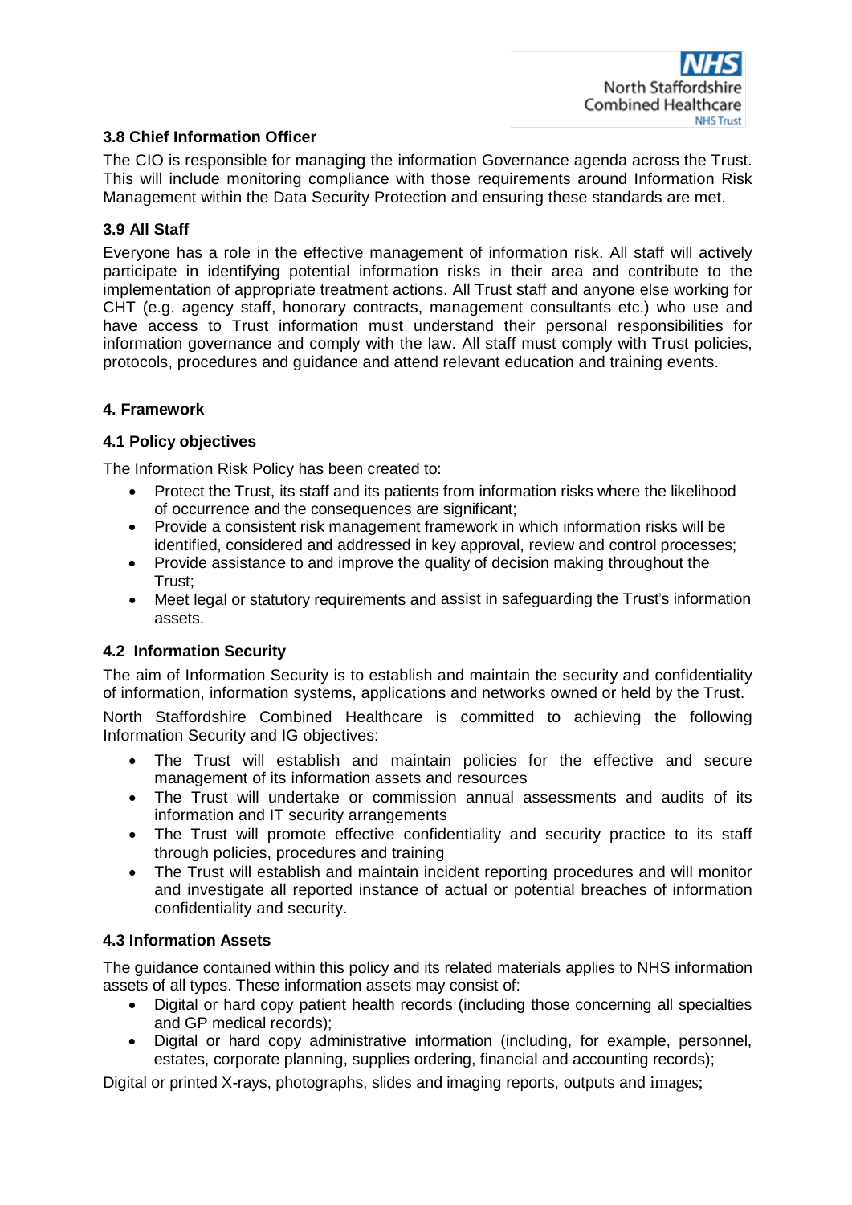### 3.8 Chief Information Officer

The CIO is responsible for managing the information Governance agenda across the Trust. This will include monitoring compliance with those requirements around Information Risk Management within the Data Security Protection and ensuring these standards are met.

### 3.9 All Staff

Everyone has a role in the effective management of information risk. All staff will actively participate in identifying potential information risks in their area and contribute to the implementation of appropriate treatment actions. All Trust staff and anyone else working for CHT (e.g. agency staff, honorary contracts, management consultants etc.) who use and have access to Trust information must understand their personal responsibilities for information governance and comply with the law. All staff must comply with Trust policies, protocols, procedures and guidance and attend relevant education and training events.

## 4. Framework

### 4.1 Policy objectives

The Information Risk Policy has been created to:

- Protect the Trust, its staff and its patients from information risks where the likelihood of occurrence and the consequences are significant;
- Provide a consistent risk management framework in which information risks will be identified, considered and addressed in key approval, review and control processes;
- Provide assistance to and improve the quality of decision making throughout the Trust;
- Meet legal or statutory requirements and assist in safeguarding the Trust's information assets.

### 4.2 Information Security

The aim of Information Security is to establish and maintain the security and confidentiality of information, information systems, applications and networks owned or held by the Trust.

North Staffordshire Combined Healthcare is committed to achieving the following Information Security and IG objectives:

- The Trust will establish and maintain policies for the effective and secure management of its information assets and resources
- The Trust will undertake or commission annual assessments and audits of its information and IT security arrangements
- The Trust will promote effective confidentiality and security practice to its staff through policies, procedures and training
- The Trust will establish and maintain incident reporting procedures and will monitor and investigate all reported instance of actual or potential breaches of information confidentiality and security.

### 4.3 Information Assets

The guidance contained within this policy and its related materials applies to NHS information assets of all types. These information assets may consist of:

- Digital or hard copy patient health records (including those concerning all specialties and GP medical records);
- Digital or hard copy administrative information (including, for example, personnel, estates, corporate planning, supplies ordering, financial and accounting records);

Digital or printed X-rays, photographs, slides and imaging reports, outputs and images;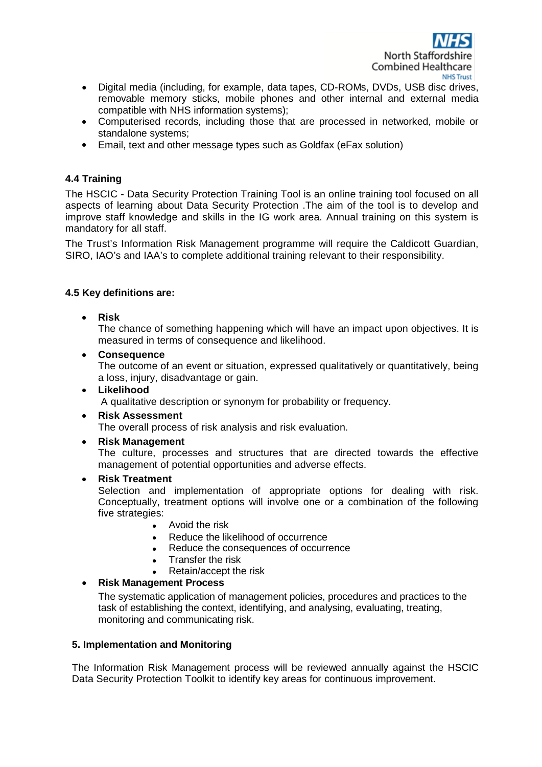- Digital media (including, for example, data tapes, CD-ROMs, DVDs, USB disc drives, removable memory sticks, mobile phones and other internal and external media compatible with NHS information systems);
- Computerised records, including those that are processed in networked, mobile or standalone systems;
- Email, text and other message types such as Goldfax (eFax solution)

### 4.4 Training

The HSCIC - Data Security Protection Training Tool is an online training tool focused on all aspects of learning about Data Security Protection .The aim of the tool is to develop and improve staff knowledge and skills in the IG work area. Annual training on this system is mandatory for all staff.

The Trust's Information Risk Management programme will require the Caldicott Guardian, SIRO, IAO's and IAA's to complete additional training relevant to their responsibility.

### 4.5 Key definitions are:

- **Risk**
  The chance of something happening which will have an impact upon objectives. It is measured in terms of consequence and likelihood.
- **Consequence**
  The outcome of an event or situation, expressed qualitatively or quantitatively, being a loss, injury, disadvantage or gain.
- **Likelihood**
  A qualitative description or synonym for probability or frequency.
- **Risk Assessment**
  The overall process of risk analysis and risk evaluation.
- **Risk Management**
  The culture, processes and structures that are directed towards the effective management of potential opportunities and adverse effects.
- **Risk Treatment**
  Selection and implementation of appropriate options for dealing with risk. Conceptually, treatment options will involve one or a combination of the following five strategies:
  - Avoid the risk
  - Reduce the likelihood of occurrence
  - Reduce the consequences of occurrence
  - Transfer the risk
  - Retain/accept the risk
- **Risk Management Process**
  The systematic application of management policies, procedures and practices to the task of establishing the context, identifying, and analysing, evaluating, treating, monitoring and communicating risk.

## 5. Implementation and Monitoring

The Information Risk Management process will be reviewed annually against the HSCIC Data Security Protection Toolkit to identify key areas for continuous improvement.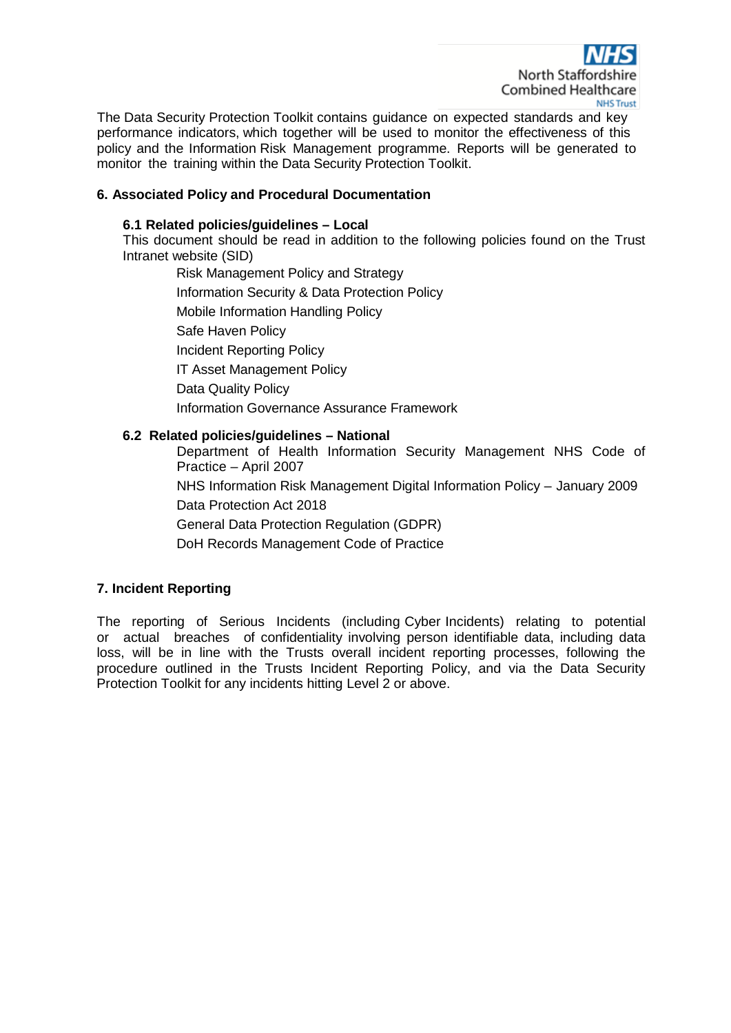The Data Security Protection Toolkit contains guidance on expected standards and key performance indicators, which together will be used to monitor the effectiveness of this policy and the Information Risk Management programme. Reports will be generated to monitor the training within the Data Security Protection Toolkit.

## 6. Associated Policy and Procedural Documentation

### 6.1 Related policies/guidelines – Local

This document should be read in addition to the following policies found on the Trust Intranet website (SID)

- Risk Management Policy and Strategy
- Information Security & Data Protection Policy
- Mobile Information Handling Policy
- Safe Haven Policy
- Incident Reporting Policy
- IT Asset Management Policy
- Data Quality Policy
- Information Governance Assurance Framework

### 6.2 Related policies/guidelines – National

- Department of Health Information Security Management NHS Code of Practice – April 2007
- NHS Information Risk Management Digital Information Policy – January 2009
- Data Protection Act 2018
- General Data Protection Regulation (GDPR)
- DoH Records Management Code of Practice

## 7. Incident Reporting

The reporting of Serious Incidents (including Cyber Incidents) relating to potential or actual breaches of confidentiality involving person identifiable data, including data loss, will be in line with the Trusts overall incident reporting processes, following the procedure outlined in the Trusts Incident Reporting Policy, and via the Data Security Protection Toolkit for any incidents hitting Level 2 or above.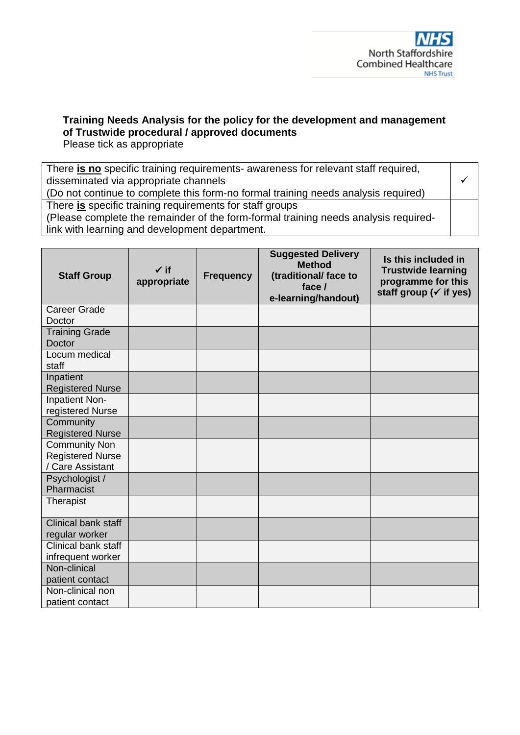North Staffordshire Combined Healthcare NHS Trust

**Training Needs Analysis for the policy for the development and management of Trustwide procedural / approved documents**

Please tick as appropriate

| | |
|---|---|
| There **is no** specific training requirements- awareness for relevant staff required, disseminated via appropriate channels<br>(Do not continue to complete this form-no formal training needs analysis required) | ✓ |
| There **is** specific training requirements for staff groups<br>(Please complete the remainder of the form-formal training needs analysis required- link with learning and development department. | |

| Staff Group | ✓ if appropriate | Frequency | Suggested Delivery Method (traditional/ face to face / e-learning/handout) | Is this included in Trustwide learning programme for this staff group (✓ if yes) |
|---|---|---|---|---|
| Career Grade Doctor | | | | |
| Training Grade Doctor | | | | |
| Locum medical staff | | | | |
| Inpatient Registered Nurse | | | | |
| Inpatient Non-registered Nurse | | | | |
| Community Registered Nurse | | | | |
| Community Non Registered Nurse / Care Assistant | | | | |
| Psychologist / Pharmacist | | | | |
| Therapist | | | | |
| Clinical bank staff regular worker | | | | |
| Clinical bank staff infrequent worker | | | | |
| Non-clinical patient contact | | | | |
| Non-clinical non patient contact | | | | |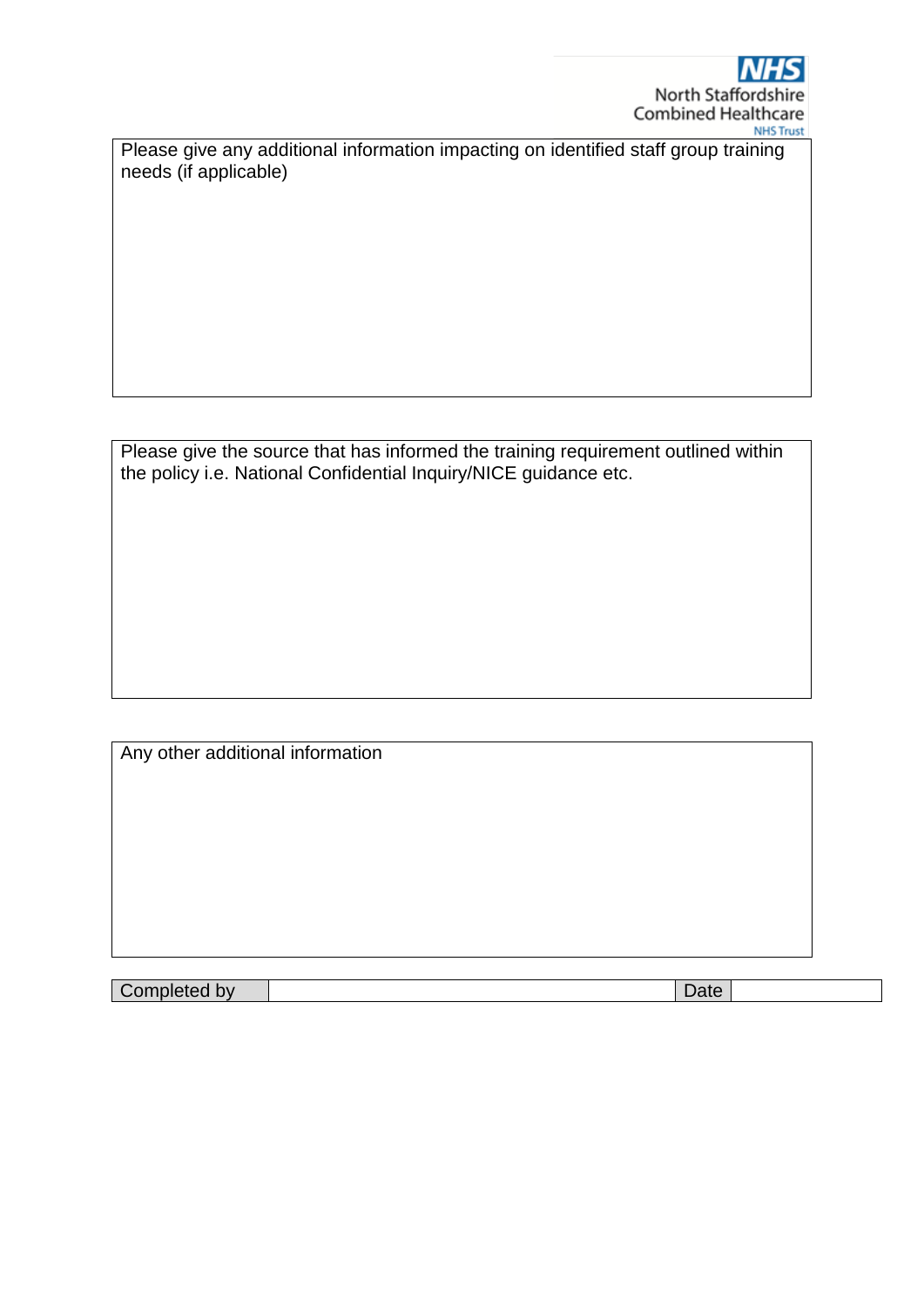| Please give any additional information impacting on identified staff group training needs (if applicable) |
|---|
| |

| Please give the source that has informed the training requirement outlined within the policy i.e. National Confidential Inquiry/NICE guidance etc. |
|---|
| |

| Any other additional information |
|---|
| |

| | | | |
|---|---|---|---|
| Completed by | | Date | |